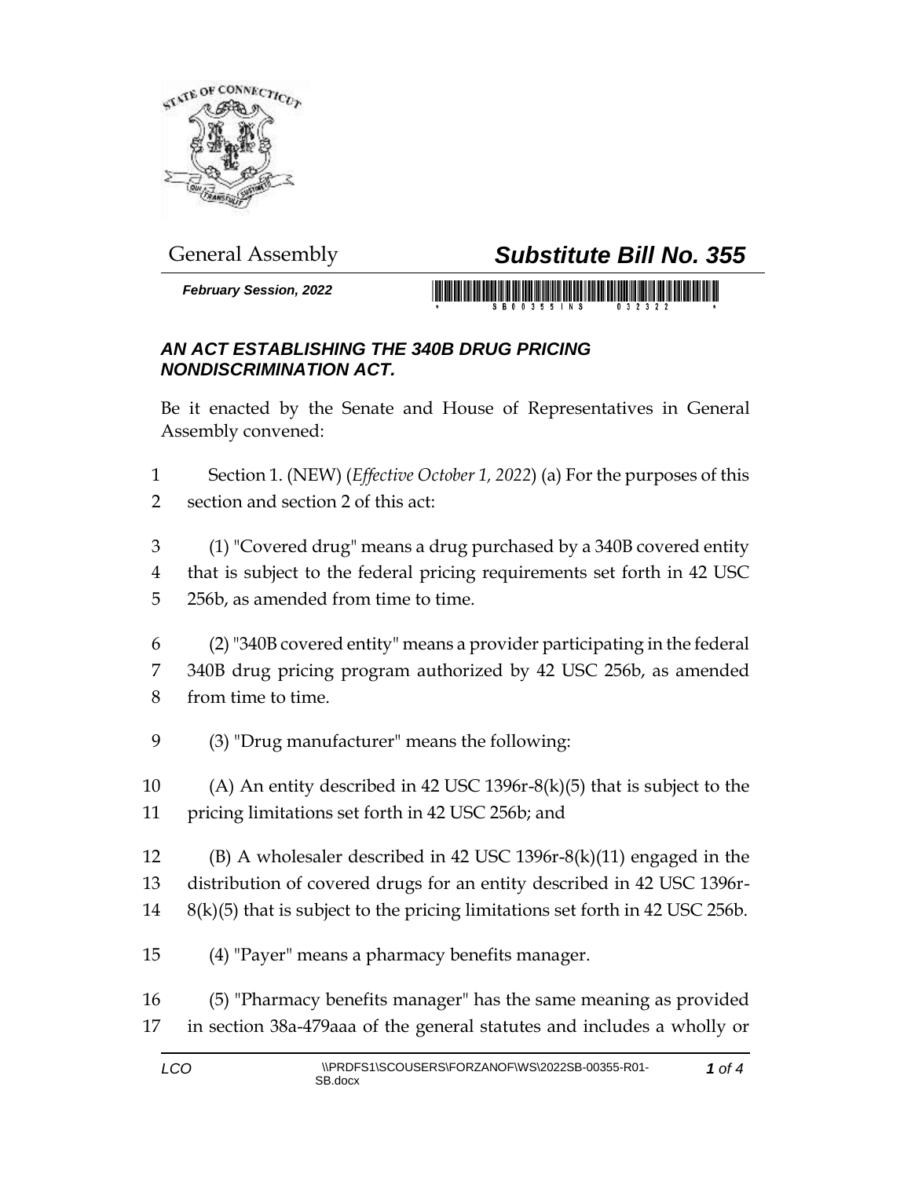General Assembly

# Substitute Bill No. 355

***February Session, 2022***

## *AN ACT ESTABLISHING THE 340B DRUG PRICING NONDISCRIMINATION ACT.*

Be it enacted by the Senate and House of Representatives in General Assembly convened:

1 Section 1. (NEW) (*Effective October 1, 2022*) (a) For the purposes of this
2 section and section 2 of this act:

3 (1) "Covered drug" means a drug purchased by a 340B covered entity
4 that is subject to the federal pricing requirements set forth in 42 USC
5 256b, as amended from time to time.

6 (2) "340B covered entity" means a provider participating in the federal
7 340B drug pricing program authorized by 42 USC 256b, as amended
8 from time to time.

9 (3) "Drug manufacturer" means the following:

10 (A) An entity described in 42 USC 1396r-8(k)(5) that is subject to the
11 pricing limitations set forth in 42 USC 256b; and

12 (B) A wholesaler described in 42 USC 1396r-8(k)(11) engaged in the
13 distribution of covered drugs for an entity described in 42 USC 1396r-
14 8(k)(5) that is subject to the pricing limitations set forth in 42 USC 256b.

15 (4) "Payer" means a pharmacy benefits manager.

16 (5) "Pharmacy benefits manager" has the same meaning as provided
17 in section 38a-479aaa of the general statutes and includes a wholly or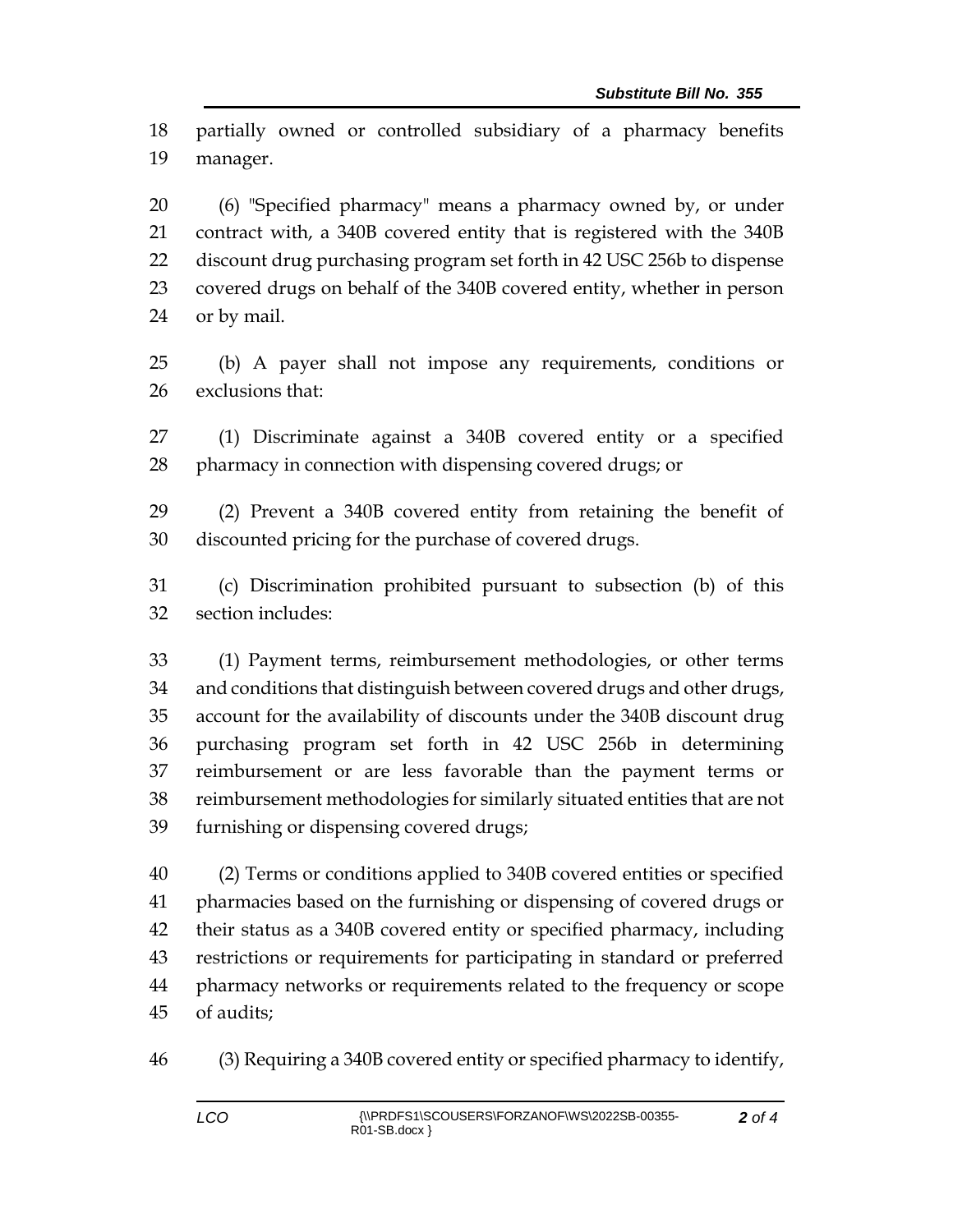partially owned or controlled subsidiary of a pharmacy benefits manager.

(6) "Specified pharmacy" means a pharmacy owned by, or under contract with, a 340B covered entity that is registered with the 340B discount drug purchasing program set forth in 42 USC 256b to dispense covered drugs on behalf of the 340B covered entity, whether in person or by mail.

(b) A payer shall not impose any requirements, conditions or exclusions that:

(1) Discriminate against a 340B covered entity or a specified pharmacy in connection with dispensing covered drugs; or

(2) Prevent a 340B covered entity from retaining the benefit of discounted pricing for the purchase of covered drugs.

(c) Discrimination prohibited pursuant to subsection (b) of this section includes:

(1) Payment terms, reimbursement methodologies, or other terms and conditions that distinguish between covered drugs and other drugs, account for the availability of discounts under the 340B discount drug purchasing program set forth in 42 USC 256b in determining reimbursement or are less favorable than the payment terms or reimbursement methodologies for similarly situated entities that are not furnishing or dispensing covered drugs;

(2) Terms or conditions applied to 340B covered entities or specified pharmacies based on the furnishing or dispensing of covered drugs or their status as a 340B covered entity or specified pharmacy, including restrictions or requirements for participating in standard or preferred pharmacy networks or requirements related to the frequency or scope of audits;

(3) Requiring a 340B covered entity or specified pharmacy to identify,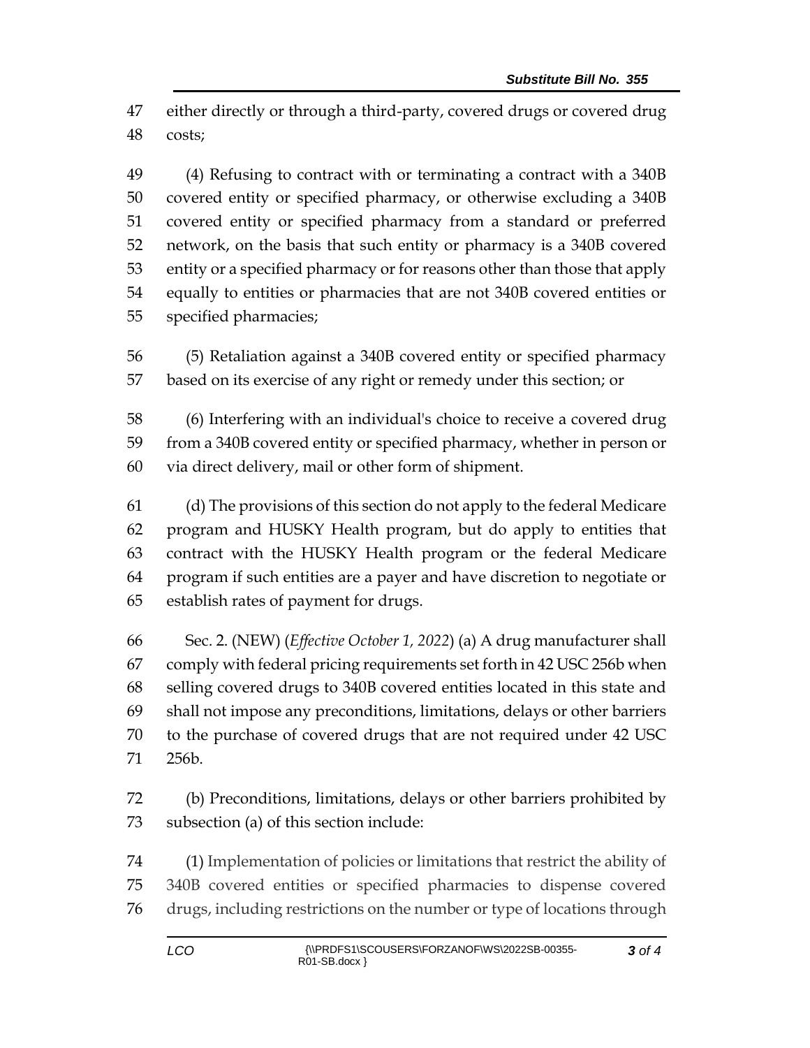either directly or through a third-party, covered drugs or covered drug costs;

(4) Refusing to contract with or terminating a contract with a 340B covered entity or specified pharmacy, or otherwise excluding a 340B covered entity or specified pharmacy from a standard or preferred network, on the basis that such entity or pharmacy is a 340B covered entity or a specified pharmacy or for reasons other than those that apply equally to entities or pharmacies that are not 340B covered entities or specified pharmacies;

(5) Retaliation against a 340B covered entity or specified pharmacy based on its exercise of any right or remedy under this section; or

(6) Interfering with an individual's choice to receive a covered drug from a 340B covered entity or specified pharmacy, whether in person or via direct delivery, mail or other form of shipment.

(d) The provisions of this section do not apply to the federal Medicare program and HUSKY Health program, but do apply to entities that contract with the HUSKY Health program or the federal Medicare program if such entities are a payer and have discretion to negotiate or establish rates of payment for drugs.

Sec. 2. (NEW) (*Effective October 1, 2022*) (a) A drug manufacturer shall comply with federal pricing requirements set forth in 42 USC 256b when selling covered drugs to 340B covered entities located in this state and shall not impose any preconditions, limitations, delays or other barriers to the purchase of covered drugs that are not required under 42 USC 256b.

(b) Preconditions, limitations, delays or other barriers prohibited by subsection (a) of this section include:

(1) Implementation of policies or limitations that restrict the ability of 340B covered entities or specified pharmacies to dispense covered drugs, including restrictions on the number or type of locations through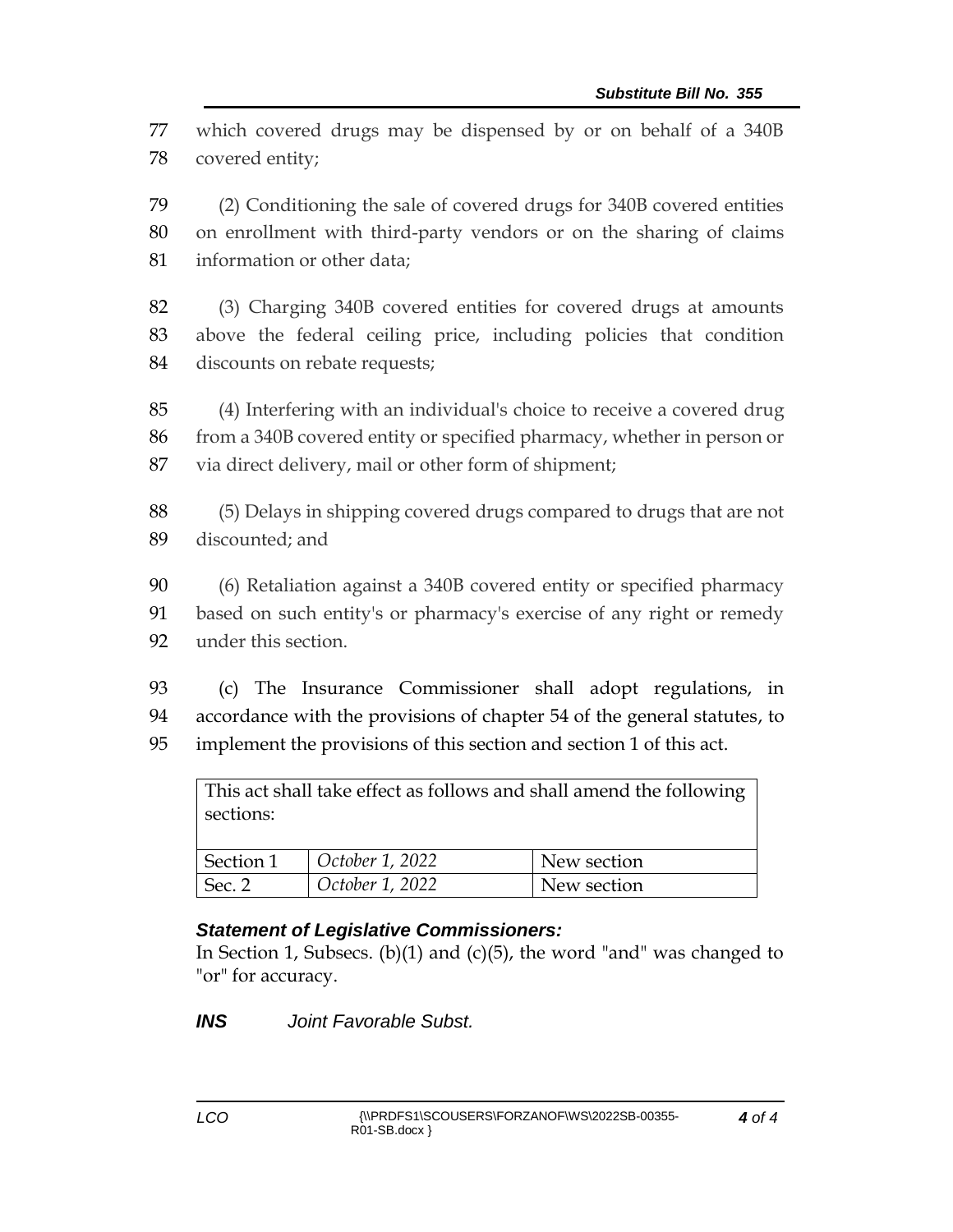which covered drugs may be dispensed by or on behalf of a 340B covered entity;

(2) Conditioning the sale of covered drugs for 340B covered entities on enrollment with third-party vendors or on the sharing of claims information or other data;

(3) Charging 340B covered entities for covered drugs at amounts above the federal ceiling price, including policies that condition discounts on rebate requests;

(4) Interfering with an individual's choice to receive a covered drug from a 340B covered entity or specified pharmacy, whether in person or via direct delivery, mail or other form of shipment;

(5) Delays in shipping covered drugs compared to drugs that are not discounted; and

(6) Retaliation against a 340B covered entity or specified pharmacy based on such entity's or pharmacy's exercise of any right or remedy under this section.

(c) The Insurance Commissioner shall adopt regulations, in accordance with the provisions of chapter 54 of the general statutes, to implement the provisions of this section and section 1 of this act.

| This act shall take effect as follows and shall amend the following sections: | | |
|---|---|---|
| Section 1 | *October 1, 2022* | New section |
| Sec. 2 | *October 1, 2022* | New section |

### *Statement of Legislative Commissioners:*

In Section 1, Subsecs. (b)(1) and (c)(5), the word "and" was changed to "or" for accuracy.

***INS*** *Joint Favorable Subst.*